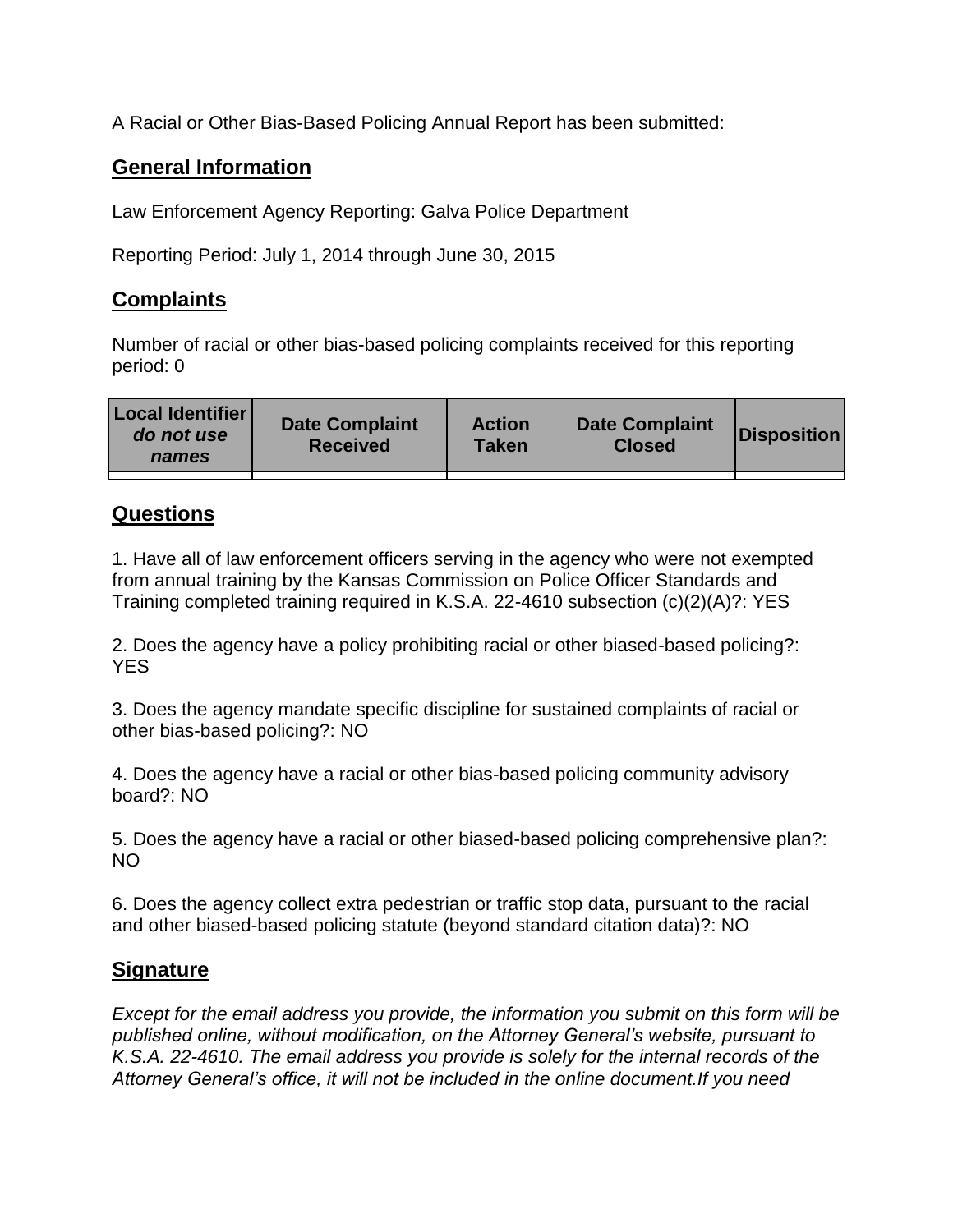A Racial or Other Bias-Based Policing Annual Report has been submitted:

## General Information

Law Enforcement Agency Reporting: Galva Police Department

Reporting Period: July 1, 2014 through June 30, 2015

## Complaints

Number of racial or other bias-based policing complaints received for this reporting period: 0

| **Local Identifier** ***do not use names*** | **Date Complaint Received** | **Action Taken** | **Date Complaint Closed** | **Disposition** |
|---|---|---|---|---|
| | | | | |

## Questions

1. Have all of law enforcement officers serving in the agency who were not exempted from annual training by the Kansas Commission on Police Officer Standards and Training completed training required in K.S.A. 22-4610 subsection (c)(2)(A)?: YES

2. Does the agency have a policy prohibiting racial or other biased-based policing?: YES

3. Does the agency mandate specific discipline for sustained complaints of racial or other bias-based policing?: NO

4. Does the agency have a racial or other bias-based policing community advisory board?: NO

5. Does the agency have a racial or other biased-based policing comprehensive plan?: NO

6. Does the agency collect extra pedestrian or traffic stop data, pursuant to the racial and other biased-based policing statute (beyond standard citation data)?: NO

## Signature

*Except for the email address you provide, the information you submit on this form will be published online, without modification, on the Attorney General's website, pursuant to K.S.A. 22-4610. The email address you provide is solely for the internal records of the Attorney General's office, it will not be included in the online document.If you need*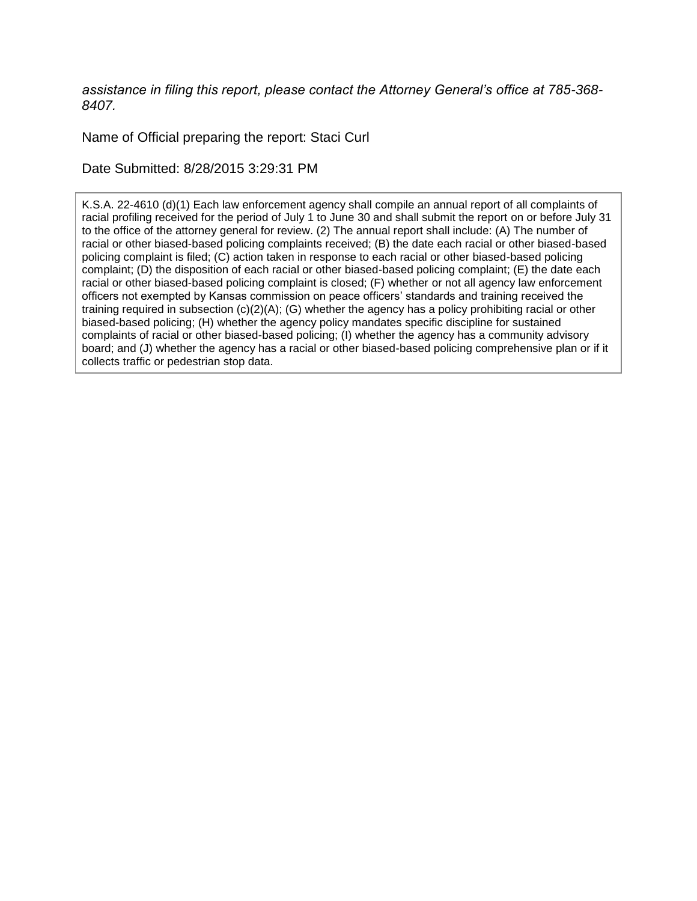*assistance in filing this report, please contact the Attorney General's office at 785-368-8407.*

Name of Official preparing the report: Staci Curl

Date Submitted: 8/28/2015 3:29:31 PM

K.S.A. 22-4610 (d)(1) Each law enforcement agency shall compile an annual report of all complaints of racial profiling received for the period of July 1 to June 30 and shall submit the report on or before July 31 to the office of the attorney general for review. (2) The annual report shall include: (A) The number of racial or other biased-based policing complaints received; (B) the date each racial or other biased-based policing complaint is filed; (C) action taken in response to each racial or other biased-based policing complaint; (D) the disposition of each racial or other biased-based policing complaint; (E) the date each racial or other biased-based policing complaint is closed; (F) whether or not all agency law enforcement officers not exempted by Kansas commission on peace officers' standards and training received the training required in subsection (c)(2)(A); (G) whether the agency has a policy prohibiting racial or other biased-based policing; (H) whether the agency policy mandates specific discipline for sustained complaints of racial or other biased-based policing; (I) whether the agency has a community advisory board; and (J) whether the agency has a racial or other biased-based policing comprehensive plan or if it collects traffic or pedestrian stop data.